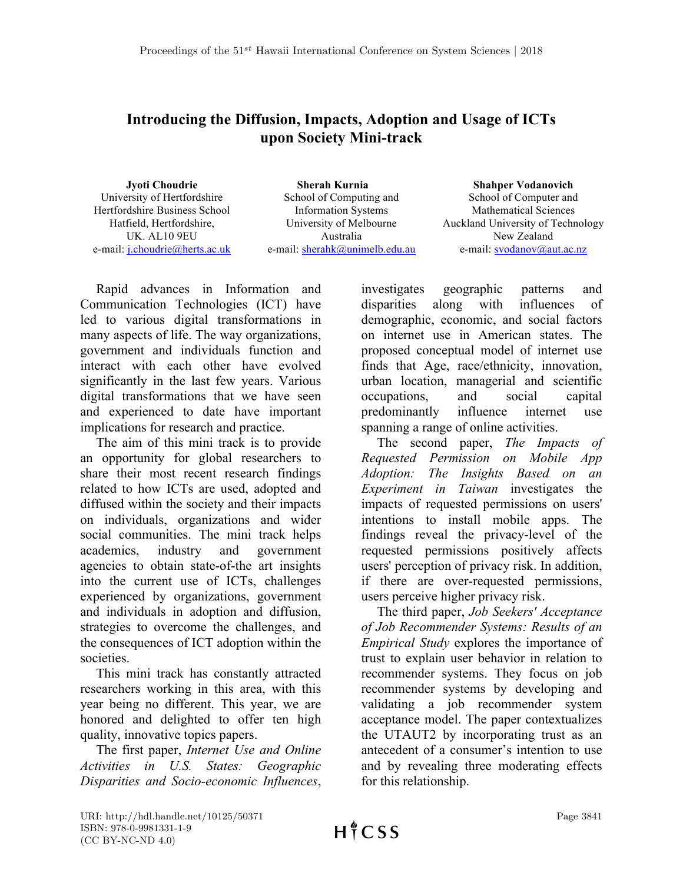# Introducing the Diffusion, Impacts, Adoption and Usage of ICTs upon Society Mini-track

**Jyoti Choudrie**
University of Hertfordshire
Hertfordshire Business School
Hatfield, Hertfordshire,
UK. AL10 9EU
e-mail: j.choudrie@herts.ac.uk

**Sherah Kurnia**
School of Computing and Information Systems
University of Melbourne
Australia
e-mail: sherahk@unimelb.edu.au

**Shahper Vodanovich**
School of Computer and Mathematical Sciences
Auckland University of Technology
New Zealand
e-mail: svodanov@aut.ac.nz

Rapid advances in Information and Communication Technologies (ICT) have led to various digital transformations in many aspects of life. The way organizations, government and individuals function and interact with each other have evolved significantly in the last few years. Various digital transformations that we have seen and experienced to date have important implications for research and practice.

The aim of this mini track is to provide an opportunity for global researchers to share their most recent research findings related to how ICTs are used, adopted and diffused within the society and their impacts on individuals, organizations and wider social communities. The mini track helps academics, industry and government agencies to obtain state-of-the art insights into the current use of ICTs, challenges experienced by organizations, government and individuals in adoption and diffusion, strategies to overcome the challenges, and the consequences of ICT adoption within the societies.

This mini track has constantly attracted researchers working in this area, with this year being no different. This year, we are honored and delighted to offer ten high quality, innovative topics papers.

The first paper, *Internet Use and Online Activities in U.S. States: Geographic Disparities and Socio-economic Influences*, investigates geographic patterns and disparities along with influences of demographic, economic, and social factors on internet use in American states. The proposed conceptual model of internet use finds that Age, race/ethnicity, innovation, urban location, managerial and scientific occupations, and social capital predominantly influence internet use spanning a range of online activities.

The second paper, *The Impacts of Requested Permission on Mobile App Adoption: The Insights Based on an Experiment in Taiwan* investigates the impacts of requested permissions on users' intentions to install mobile apps. The findings reveal the privacy-level of the requested permissions positively affects users' perception of privacy risk. In addition, if there are over-requested permissions, users perceive higher privacy risk.

The third paper, *Job Seekers' Acceptance of Job Recommender Systems: Results of an Empirical Study* explores the importance of trust to explain user behavior in relation to recommender systems. They focus on job recommender systems by developing and validating a job recommender system acceptance model. The paper contextualizes the UTAUT2 by incorporating trust as an antecedent of a consumer's intention to use and by revealing three moderating effects for this relationship.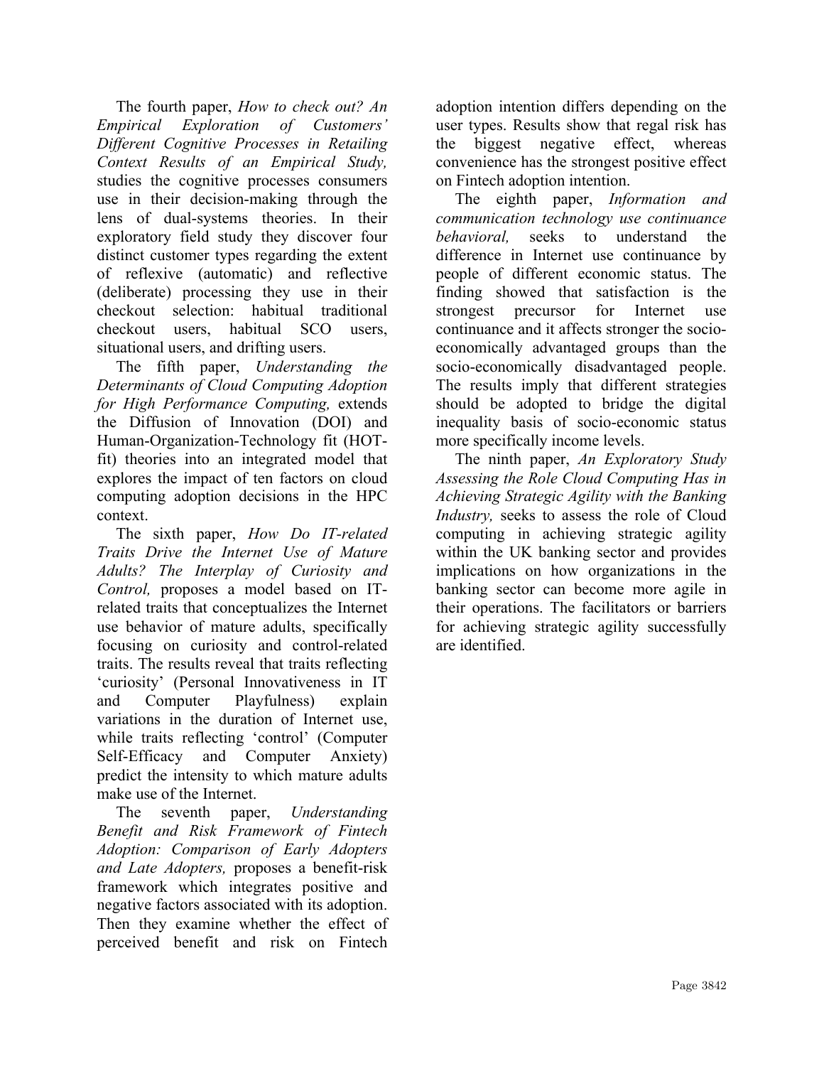The fourth paper, *How to check out? An Empirical Exploration of Customers' Different Cognitive Processes in Retailing Context Results of an Empirical Study,* studies the cognitive processes consumers use in their decision-making through the lens of dual-systems theories. In their exploratory field study they discover four distinct customer types regarding the extent of reflexive (automatic) and reflective (deliberate) processing they use in their checkout selection: habitual traditional checkout users, habitual SCO users, situational users, and drifting users.

The fifth paper, *Understanding the Determinants of Cloud Computing Adoption for High Performance Computing,* extends the Diffusion of Innovation (DOI) and Human-Organization-Technology fit (HOT-fit) theories into an integrated model that explores the impact of ten factors on cloud computing adoption decisions in the HPC context.

The sixth paper, *How Do IT-related Traits Drive the Internet Use of Mature Adults? The Interplay of Curiosity and Control,* proposes a model based on IT-related traits that conceptualizes the Internet use behavior of mature adults, specifically focusing on curiosity and control-related traits. The results reveal that traits reflecting 'curiosity' (Personal Innovativeness in IT and Computer Playfulness) explain variations in the duration of Internet use, while traits reflecting 'control' (Computer Self-Efficacy and Computer Anxiety) predict the intensity to which mature adults make use of the Internet.

The seventh paper, *Understanding Benefit and Risk Framework of Fintech Adoption: Comparison of Early Adopters and Late Adopters,* proposes a benefit-risk framework which integrates positive and negative factors associated with its adoption. Then they examine whether the effect of perceived benefit and risk on Fintech adoption intention differs depending on the user types. Results show that regal risk has the biggest negative effect, whereas convenience has the strongest positive effect on Fintech adoption intention.

The eighth paper, *Information and communication technology use continuance behavioral,* seeks to understand the difference in Internet use continuance by people of different economic status. The finding showed that satisfaction is the strongest precursor for Internet use continuance and it affects stronger the socio-economically advantaged groups than the socio-economically disadvantaged people. The results imply that different strategies should be adopted to bridge the digital inequality basis of socio-economic status more specifically income levels.

The ninth paper, *An Exploratory Study Assessing the Role Cloud Computing Has in Achieving Strategic Agility with the Banking Industry,* seeks to assess the role of Cloud computing in achieving strategic agility within the UK banking sector and provides implications on how organizations in the banking sector can become more agile in their operations. The facilitators or barriers for achieving strategic agility successfully are identified.